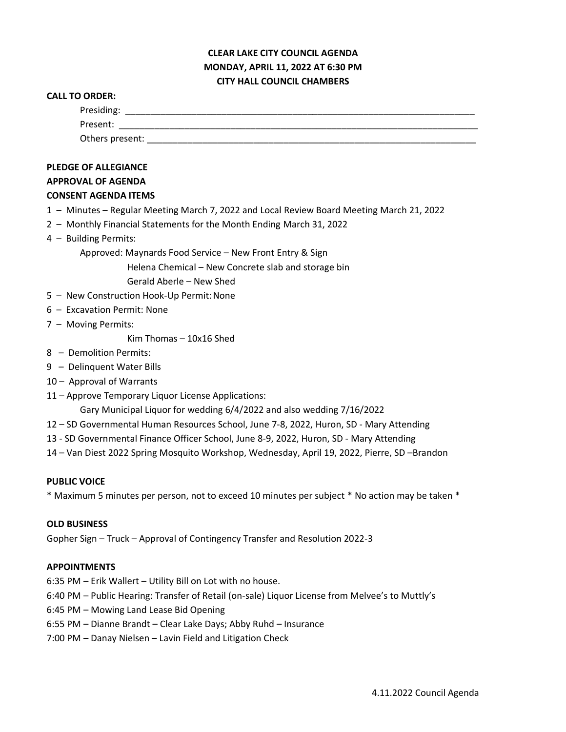**CLEAR LAKE CITY COUNCIL AGENDA**
**MONDAY, APRIL 11, 2022 AT 6:30 PM**
**CITY HALL COUNCIL CHAMBERS**

**CALL TO ORDER:**

Presiding: ___________________________________________________________

Present: ___________________________________________________________

Others present: ______________________________________________________

**PLEDGE OF ALLEGIANCE**

**APPROVAL OF AGENDA**

**CONSENT AGENDA ITEMS**

1 – Minutes – Regular Meeting March 7, 2022 and Local Review Board Meeting March 21, 2022
2 – Monthly Financial Statements for the Month Ending March 31, 2022
4 – Building Permits:
Approved: Maynards Food Service – New Front Entry & Sign
Helena Chemical – New Concrete slab and storage bin
Gerald Aberle – New Shed
5 – New Construction Hook-Up Permit: None
6 – Excavation Permit: None
7 – Moving Permits:
Kim Thomas – 10x16 Shed
8 – Demolition Permits:
9 – Delinquent Water Bills
10 – Approval of Warrants
11 – Approve Temporary Liquor License Applications:
Gary Municipal Liquor for wedding 6/4/2022 and also wedding 7/16/2022
12 – SD Governmental Human Resources School, June 7-8, 2022, Huron, SD - Mary Attending
13 - SD Governmental Finance Officer School, June 8-9, 2022, Huron, SD - Mary Attending
14 – Van Diest 2022 Spring Mosquito Workshop, Wednesday, April 19, 2022, Pierre, SD –Brandon

**PUBLIC VOICE**

* Maximum 5 minutes per person, not to exceed 10 minutes per subject * No action may be taken *

**OLD BUSINESS**

Gopher Sign – Truck – Approval of Contingency Transfer and Resolution 2022-3

**APPOINTMENTS**

6:35 PM – Erik Wallert – Utility Bill on Lot with no house.
6:40 PM – Public Hearing: Transfer of Retail (on-sale) Liquor License from Melvee's to Muttly's
6:45 PM – Mowing Land Lease Bid Opening
6:55 PM – Dianne Brandt – Clear Lake Days; Abby Ruhd – Insurance
7:00 PM – Danay Nielsen – Lavin Field and Litigation Check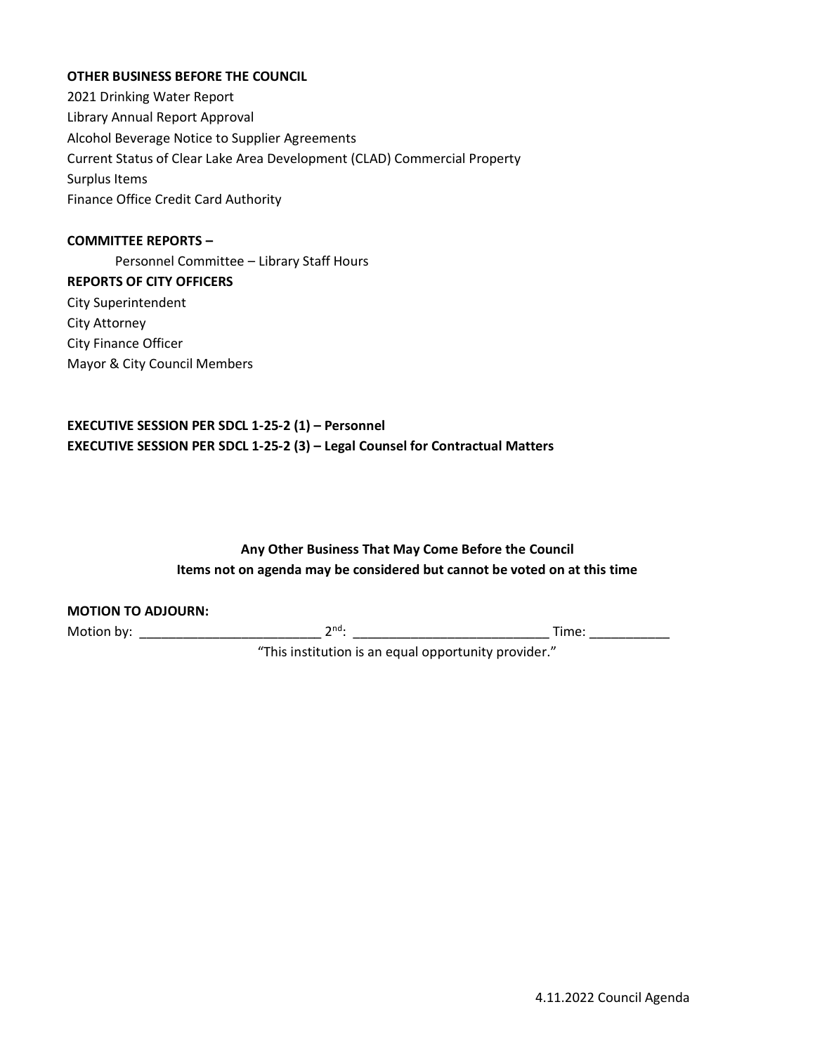**OTHER BUSINESS BEFORE THE COUNCIL**

2021 Drinking Water Report
Library Annual Report Approval
Alcohol Beverage Notice to Supplier Agreements
Current Status of Clear Lake Area Development (CLAD) Commercial Property
Surplus Items
Finance Office Credit Card Authority

**COMMITTEE REPORTS –**

Personnel Committee – Library Staff Hours

**REPORTS OF CITY OFFICERS**

City Superintendent
City Attorney
City Finance Officer
Mayor & City Council Members

**EXECUTIVE SESSION PER SDCL 1-25-2 (1) – Personnel**
**EXECUTIVE SESSION PER SDCL 1-25-2 (3) – Legal Counsel for Contractual Matters**

**Any Other Business That May Come Before the Council**
**Items not on agenda may be considered but cannot be voted on at this time**

**MOTION TO ADJOURN:**

Motion by: ________________________ 2nd: __________________________ Time: __________

"This institution is an equal opportunity provider."